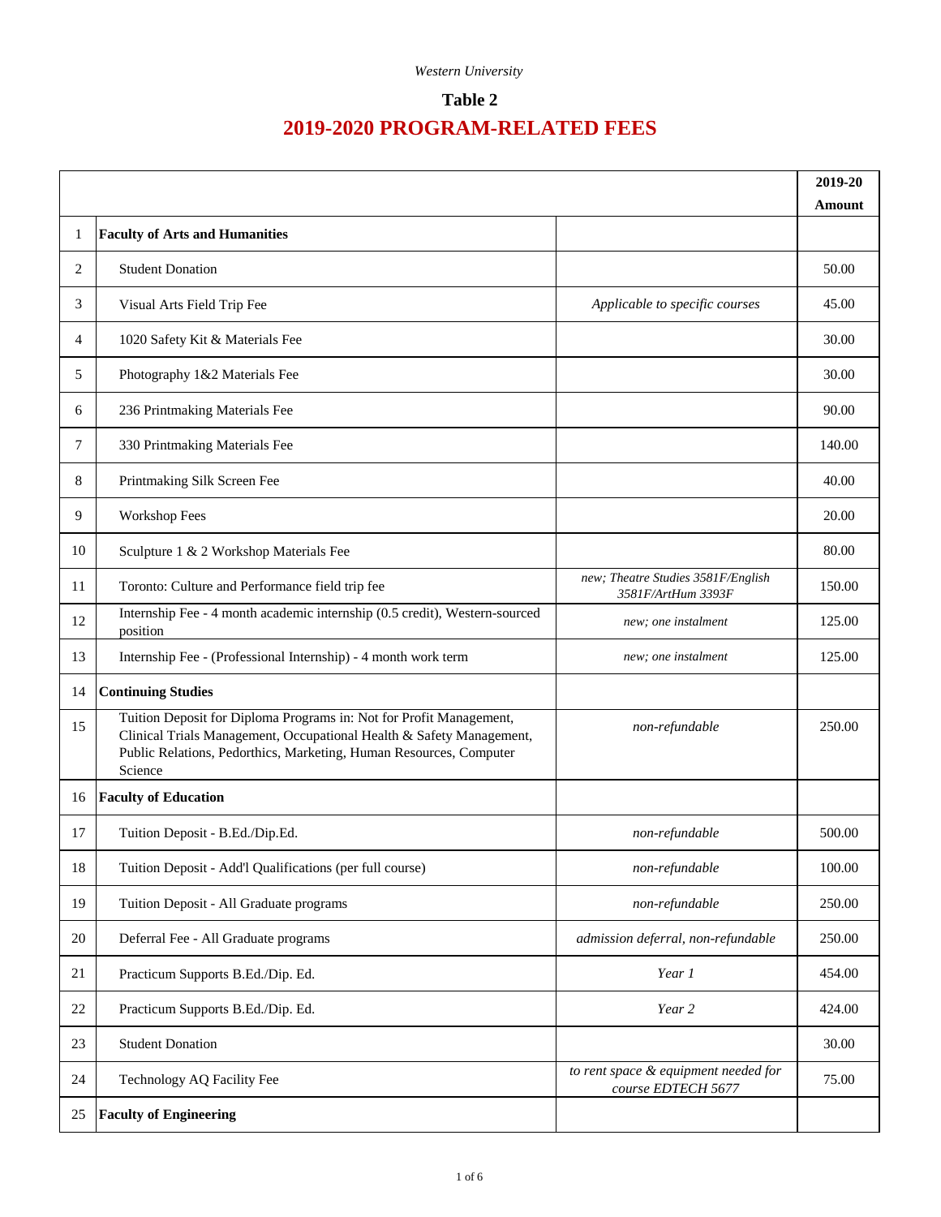*Western University*

# Table 2

# 2019-2020 PROGRAM-RELATED FEES

| | | | 2019-20 Amount |
|---|---|---|---|
| 1 | **Faculty of Arts and Humanities** | | |
| 2 | Student Donation | | 50.00 |
| 3 | Visual Arts Field Trip Fee | *Applicable to specific courses* | 45.00 |
| 4 | 1020 Safety Kit & Materials Fee | | 30.00 |
| 5 | Photography 1&2 Materials Fee | | 30.00 |
| 6 | 236 Printmaking Materials Fee | | 90.00 |
| 7 | 330 Printmaking Materials Fee | | 140.00 |
| 8 | Printmaking Silk Screen Fee | | 40.00 |
| 9 | Workshop Fees | | 20.00 |
| 10 | Sculpture 1 & 2 Workshop Materials Fee | | 80.00 |
| 11 | Toronto: Culture and Performance field trip fee | *new; Theatre Studies 3581F/English 3581F/ArtHum 3393F* | 150.00 |
| 12 | Internship Fee - 4 month academic internship (0.5 credit), Western-sourced position | *new; one instalment* | 125.00 |
| 13 | Internship Fee - (Professional Internship) - 4 month work term | *new; one instalment* | 125.00 |
| 14 | **Continuing Studies** | | |
| 15 | Tuition Deposit for Diploma Programs in: Not for Profit Management, Clinical Trials Management, Occupational Health & Safety Management, Public Relations, Pedorthics, Marketing, Human Resources, Computer Science | *non-refundable* | 250.00 |
| 16 | **Faculty of Education** | | |
| 17 | Tuition Deposit - B.Ed./Dip.Ed. | *non-refundable* | 500.00 |
| 18 | Tuition Deposit - Add'l Qualifications (per full course) | *non-refundable* | 100.00 |
| 19 | Tuition Deposit - All Graduate programs | *non-refundable* | 250.00 |
| 20 | Deferral Fee - All Graduate programs | *admission deferral, non-refundable* | 250.00 |
| 21 | Practicum Supports B.Ed./Dip. Ed. | *Year 1* | 454.00 |
| 22 | Practicum Supports B.Ed./Dip. Ed. | *Year 2* | 424.00 |
| 23 | Student Donation | | 30.00 |
| 24 | Technology AQ Facility Fee | *to rent space & equipment needed for course EDTECH 5677* | 75.00 |
| 25 | **Faculty of Engineering** | | |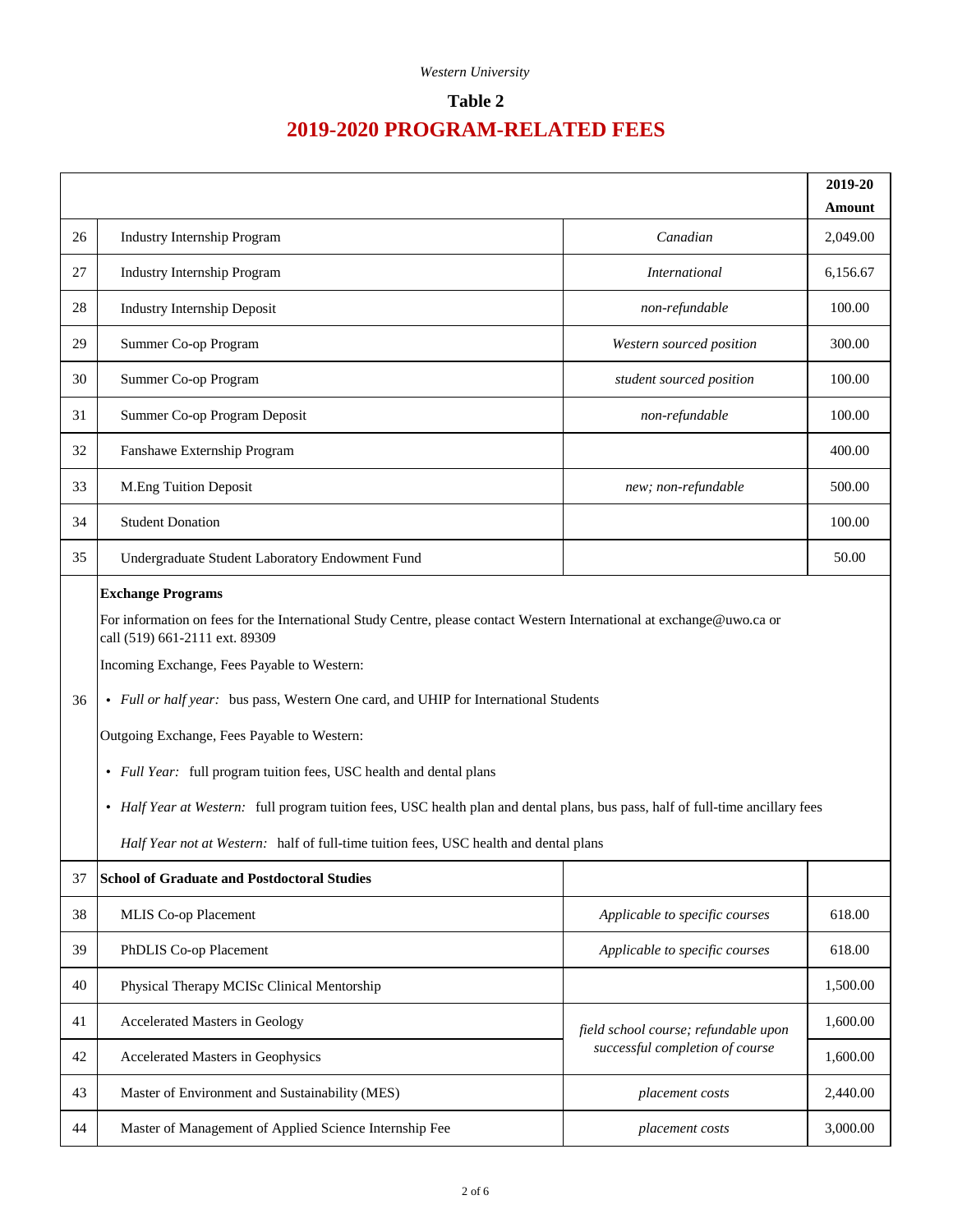*Western University*

## Table 2

# 2019-2020 PROGRAM-RELATED FEES

| | | | 2019-20 Amount |
|---|---|---|---|
| 26 | Industry Internship Program | *Canadian* | 2,049.00 |
| 27 | Industry Internship Program | *International* | 6,156.67 |
| 28 | Industry Internship Deposit | *non-refundable* | 100.00 |
| 29 | Summer Co-op Program | *Western sourced position* | 300.00 |
| 30 | Summer Co-op Program | *student sourced position* | 100.00 |
| 31 | Summer Co-op Program Deposit | *non-refundable* | 100.00 |
| 32 | Fanshawe Externship Program | | 400.00 |
| 33 | M.Eng Tuition Deposit | *new; non-refundable* | 500.00 |
| 34 | Student Donation | | 100.00 |
| 35 | Undergraduate Student Laboratory Endowment Fund | | 50.00 |
| 36 | **Exchange Programs**<br>For information on fees for the International Study Centre, please contact Western International at exchange@uwo.ca or call (519) 661-2111 ext. 89309<br>Incoming Exchange, Fees Payable to Western:<br>• *Full or half year:* bus pass, Western One card, and UHIP for International Students<br>Outgoing Exchange, Fees Payable to Western:<br>• *Full Year:* full program tuition fees, USC health and dental plans<br>• *Half Year at Western:* full program tuition fees, USC health plan and dental plans, bus pass, half of full-time ancillary fees<br>*Half Year not at Western:* half of full-time tuition fees, USC health and dental plans | | |
| 37 | **School of Graduate and Postdoctoral Studies** | | |
| 38 | MLIS Co-op Placement | *Applicable to specific courses* | 618.00 |
| 39 | PhDLIS Co-op Placement | *Applicable to specific courses* | 618.00 |
| 40 | Physical Therapy MCISc Clinical Mentorship | | 1,500.00 |
| 41 | Accelerated Masters in Geology | *field school course; refundable upon successful completion of course* | 1,600.00 |
| 42 | Accelerated Masters in Geophysics | *field school course; refundable upon successful completion of course* | 1,600.00 |
| 43 | Master of Environment and Sustainability (MES) | *placement costs* | 2,440.00 |
| 44 | Master of Management of Applied Science Internship Fee | *placement costs* | 3,000.00 |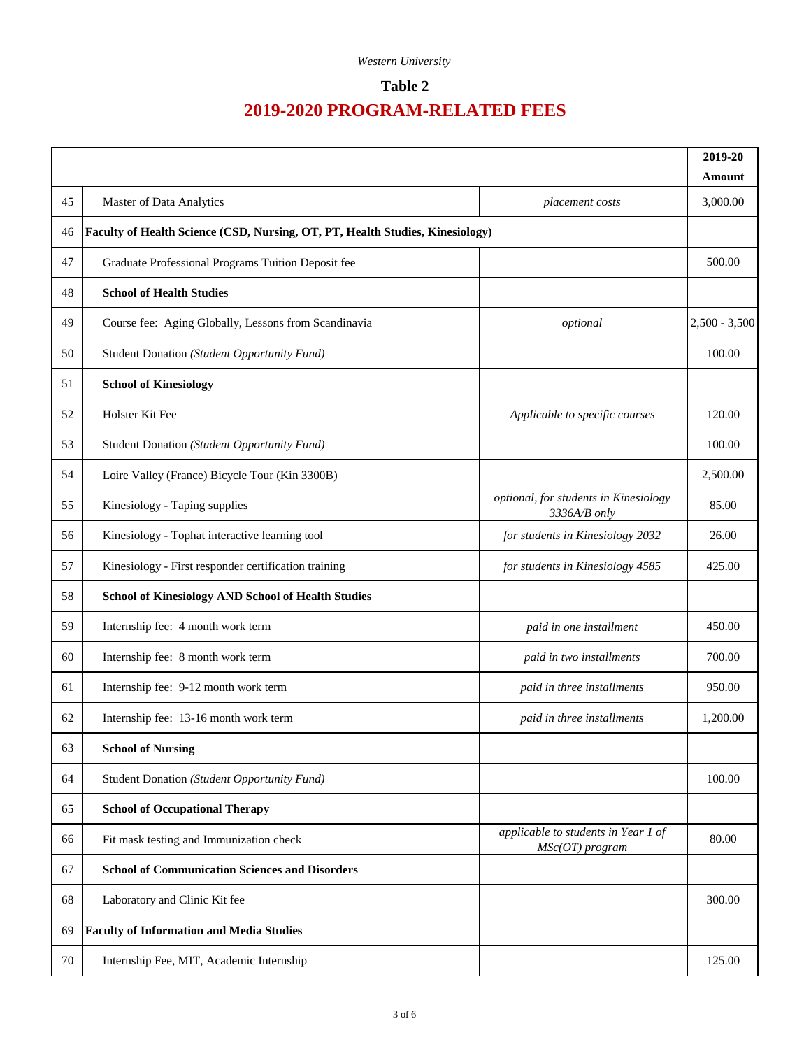Western University

## Table 2

# 2019-2020 PROGRAM-RELATED FEES

| | | | 2019-20 Amount |
|---|---|---|---|
| 45 | Master of Data Analytics | *placement costs* | 3,000.00 |
| 46 | **Faculty of Health Science (CSD, Nursing, OT, PT, Health Studies, Kinesiology)** | | |
| 47 | Graduate Professional Programs Tuition Deposit fee | | 500.00 |
| 48 | **School of Health Studies** | | |
| 49 | Course fee: Aging Globally, Lessons from Scandinavia | *optional* | 2,500 - 3,500 |
| 50 | Student Donation *(Student Opportunity Fund)* | | 100.00 |
| 51 | **School of Kinesiology** | | |
| 52 | Holster Kit Fee | *Applicable to specific courses* | 120.00 |
| 53 | Student Donation *(Student Opportunity Fund)* | | 100.00 |
| 54 | Loire Valley (France) Bicycle Tour (Kin 3300B) | | 2,500.00 |
| 55 | Kinesiology - Taping supplies | *optional, for students in Kinesiology 3336A/B only* | 85.00 |
| 56 | Kinesiology - Tophat interactive learning tool | *for students in Kinesiology 2032* | 26.00 |
| 57 | Kinesiology - First responder certification training | *for students in Kinesiology 4585* | 425.00 |
| 58 | **School of Kinesiology AND School of Health Studies** | | |
| 59 | Internship fee: 4 month work term | *paid in one installment* | 450.00 |
| 60 | Internship fee: 8 month work term | *paid in two installments* | 700.00 |
| 61 | Internship fee: 9-12 month work term | *paid in three installments* | 950.00 |
| 62 | Internship fee: 13-16 month work term | *paid in three installments* | 1,200.00 |
| 63 | **School of Nursing** | | |
| 64 | Student Donation *(Student Opportunity Fund)* | | 100.00 |
| 65 | **School of Occupational Therapy** | | |
| 66 | Fit mask testing and Immunization check | *applicable to students in Year 1 of MSc(OT) program* | 80.00 |
| 67 | **School of Communication Sciences and Disorders** | | |
| 68 | Laboratory and Clinic Kit fee | | 300.00 |
| 69 | **Faculty of Information and Media Studies** | | |
| 70 | Internship Fee, MIT, Academic Internship | | 125.00 |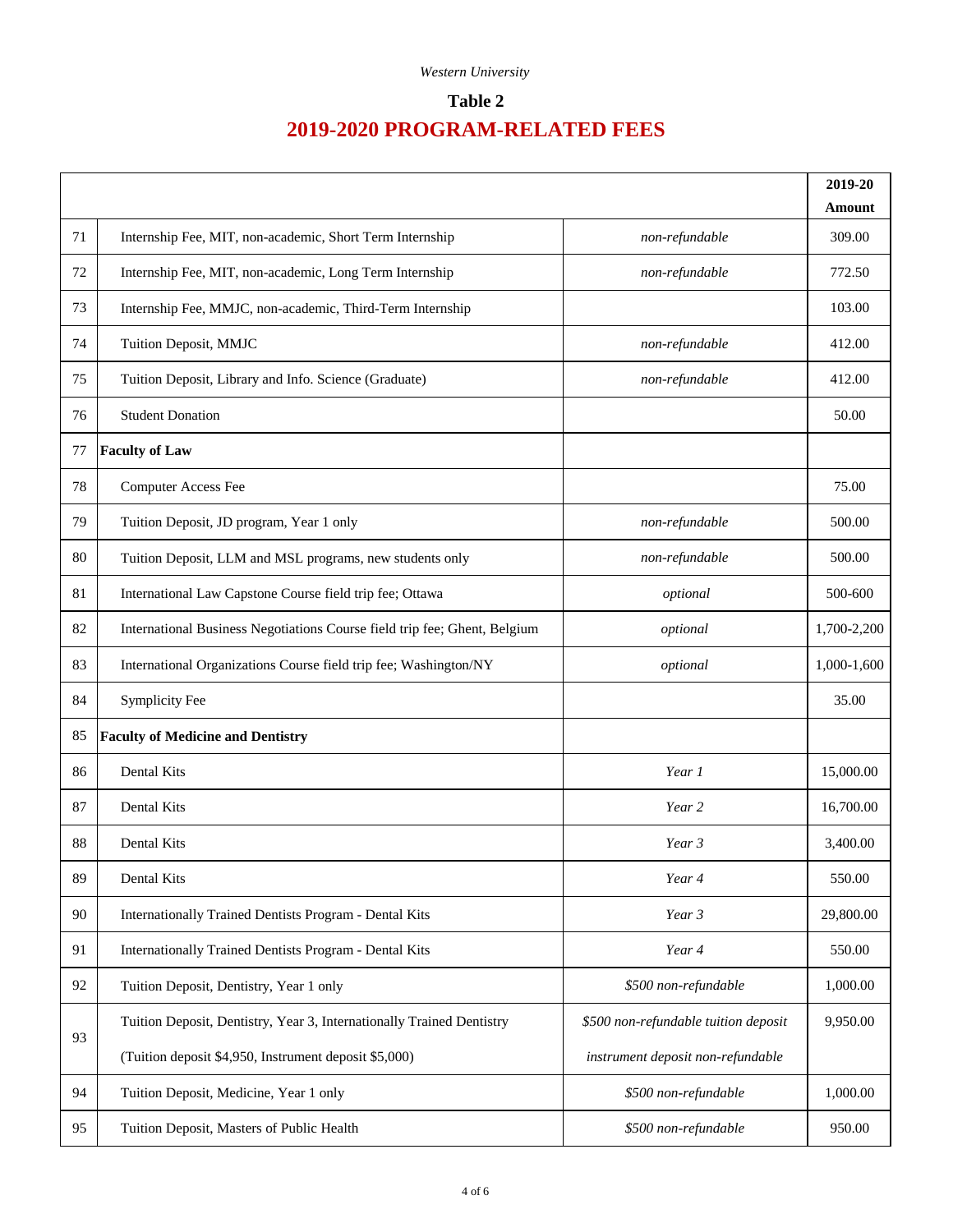*Western University*

## Table 2

# 2019-2020 PROGRAM-RELATED FEES

| | | | 2019-20 Amount |
|---|---|---|---|
| 71 | Internship Fee, MIT, non-academic, Short Term Internship | *non-refundable* | 309.00 |
| 72 | Internship Fee, MIT, non-academic, Long Term Internship | *non-refundable* | 772.50 |
| 73 | Internship Fee, MMJC, non-academic, Third-Term Internship | | 103.00 |
| 74 | Tuition Deposit, MMJC | *non-refundable* | 412.00 |
| 75 | Tuition Deposit, Library and Info. Science (Graduate) | *non-refundable* | 412.00 |
| 76 | Student Donation | | 50.00 |
| 77 | **Faculty of Law** | | |
| 78 | Computer Access Fee | | 75.00 |
| 79 | Tuition Deposit, JD program, Year 1 only | *non-refundable* | 500.00 |
| 80 | Tuition Deposit, LLM and MSL programs, new students only | *non-refundable* | 500.00 |
| 81 | International Law Capstone Course field trip fee; Ottawa | *optional* | 500-600 |
| 82 | International Business Negotiations Course field trip fee; Ghent, Belgium | *optional* | 1,700-2,200 |
| 83 | International Organizations Course field trip fee; Washington/NY | *optional* | 1,000-1,600 |
| 84 | Symplicity Fee | | 35.00 |
| 85 | **Faculty of Medicine and Dentistry** | | |
| 86 | Dental Kits | *Year 1* | 15,000.00 |
| 87 | Dental Kits | *Year 2* | 16,700.00 |
| 88 | Dental Kits | *Year 3* | 3,400.00 |
| 89 | Dental Kits | *Year 4* | 550.00 |
| 90 | Internationally Trained Dentists Program - Dental Kits | *Year 3* | 29,800.00 |
| 91 | Internationally Trained Dentists Program - Dental Kits | *Year 4* | 550.00 |
| 92 | Tuition Deposit, Dentistry, Year 1 only | *$500 non-refundable* | 1,000.00 |
| 93 | Tuition Deposit, Dentistry, Year 3, Internationally Trained Dentistry (Tuition deposit $4,950, Instrument deposit $5,000) | *$500 non-refundable tuition deposit instrument deposit non-refundable* | 9,950.00 |
| 94 | Tuition Deposit, Medicine, Year 1 only | *$500 non-refundable* | 1,000.00 |
| 95 | Tuition Deposit, Masters of Public Health | *$500 non-refundable* | 950.00 |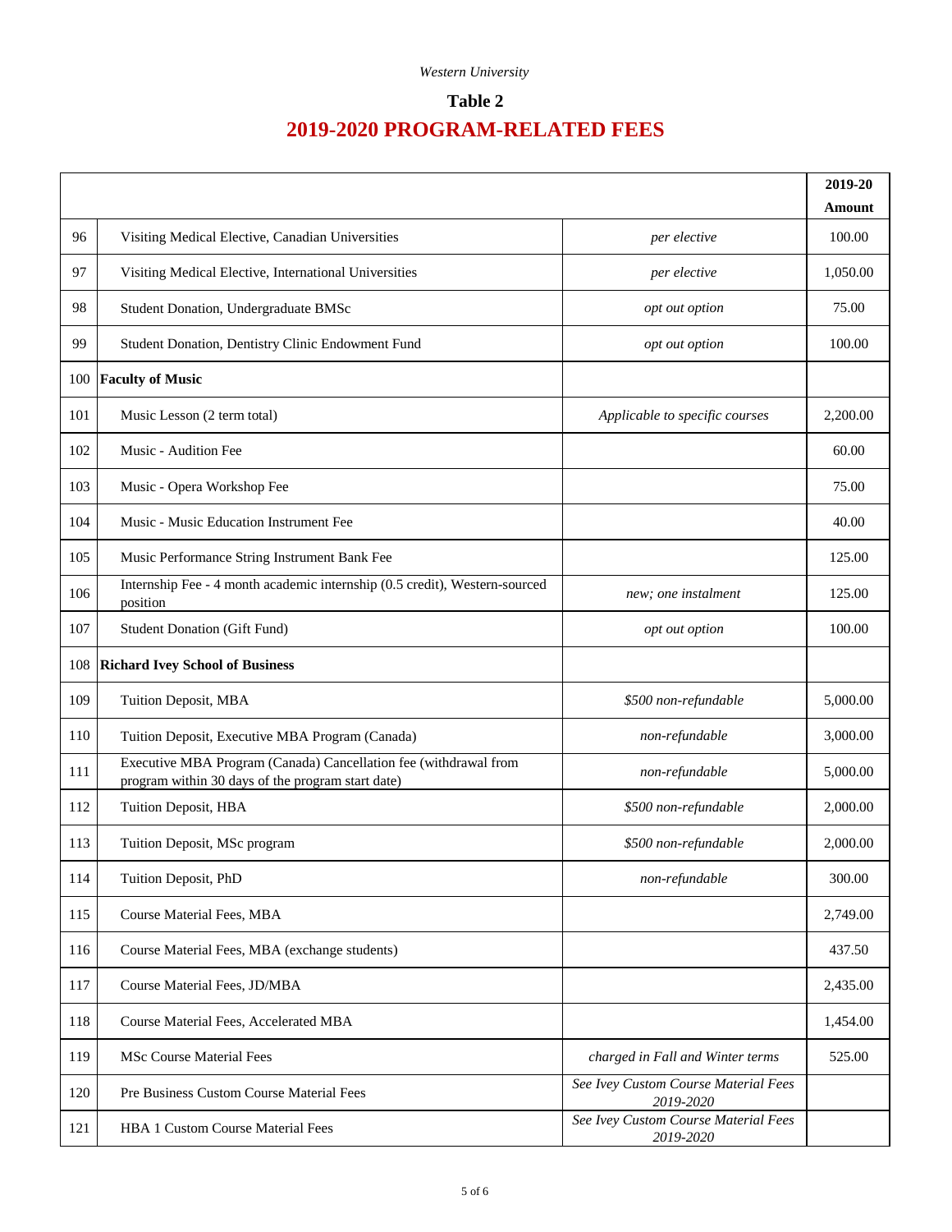Western University

# Table 2

## 2019-2020 PROGRAM-RELATED FEES

| | | | 2019-20 Amount |
|---|---|---|---|
| 96 | Visiting Medical Elective, Canadian Universities | *per elective* | 100.00 |
| 97 | Visiting Medical Elective, International Universities | *per elective* | 1,050.00 |
| 98 | Student Donation, Undergraduate BMSc | *opt out option* | 75.00 |
| 99 | Student Donation, Dentistry Clinic Endowment Fund | *opt out option* | 100.00 |
| 100 | **Faculty of Music** | | |
| 101 | Music Lesson (2 term total) | *Applicable to specific courses* | 2,200.00 |
| 102 | Music - Audition Fee | | 60.00 |
| 103 | Music - Opera Workshop Fee | | 75.00 |
| 104 | Music - Music Education Instrument Fee | | 40.00 |
| 105 | Music Performance String Instrument Bank Fee | | 125.00 |
| 106 | Internship Fee - 4 month academic internship (0.5 credit), Western-sourced position | *new; one instalment* | 125.00 |
| 107 | Student Donation (Gift Fund) | *opt out option* | 100.00 |
| 108 | **Richard Ivey School of Business** | | |
| 109 | Tuition Deposit, MBA | *$500 non-refundable* | 5,000.00 |
| 110 | Tuition Deposit, Executive MBA Program (Canada) | *non-refundable* | 3,000.00 |
| 111 | Executive MBA Program (Canada) Cancellation fee (withdrawal from program within 30 days of the program start date) | *non-refundable* | 5,000.00 |
| 112 | Tuition Deposit, HBA | *$500 non-refundable* | 2,000.00 |
| 113 | Tuition Deposit, MSc program | *$500 non-refundable* | 2,000.00 |
| 114 | Tuition Deposit, PhD | *non-refundable* | 300.00 |
| 115 | Course Material Fees, MBA | | 2,749.00 |
| 116 | Course Material Fees, MBA (exchange students) | | 437.50 |
| 117 | Course Material Fees, JD/MBA | | 2,435.00 |
| 118 | Course Material Fees, Accelerated MBA | | 1,454.00 |
| 119 | MSc Course Material Fees | *charged in Fall and Winter terms* | 525.00 |
| 120 | Pre Business Custom Course Material Fees | *See Ivey Custom Course Material Fees 2019-2020* | |
| 121 | HBA 1 Custom Course Material Fees | *See Ivey Custom Course Material Fees 2019-2020* | |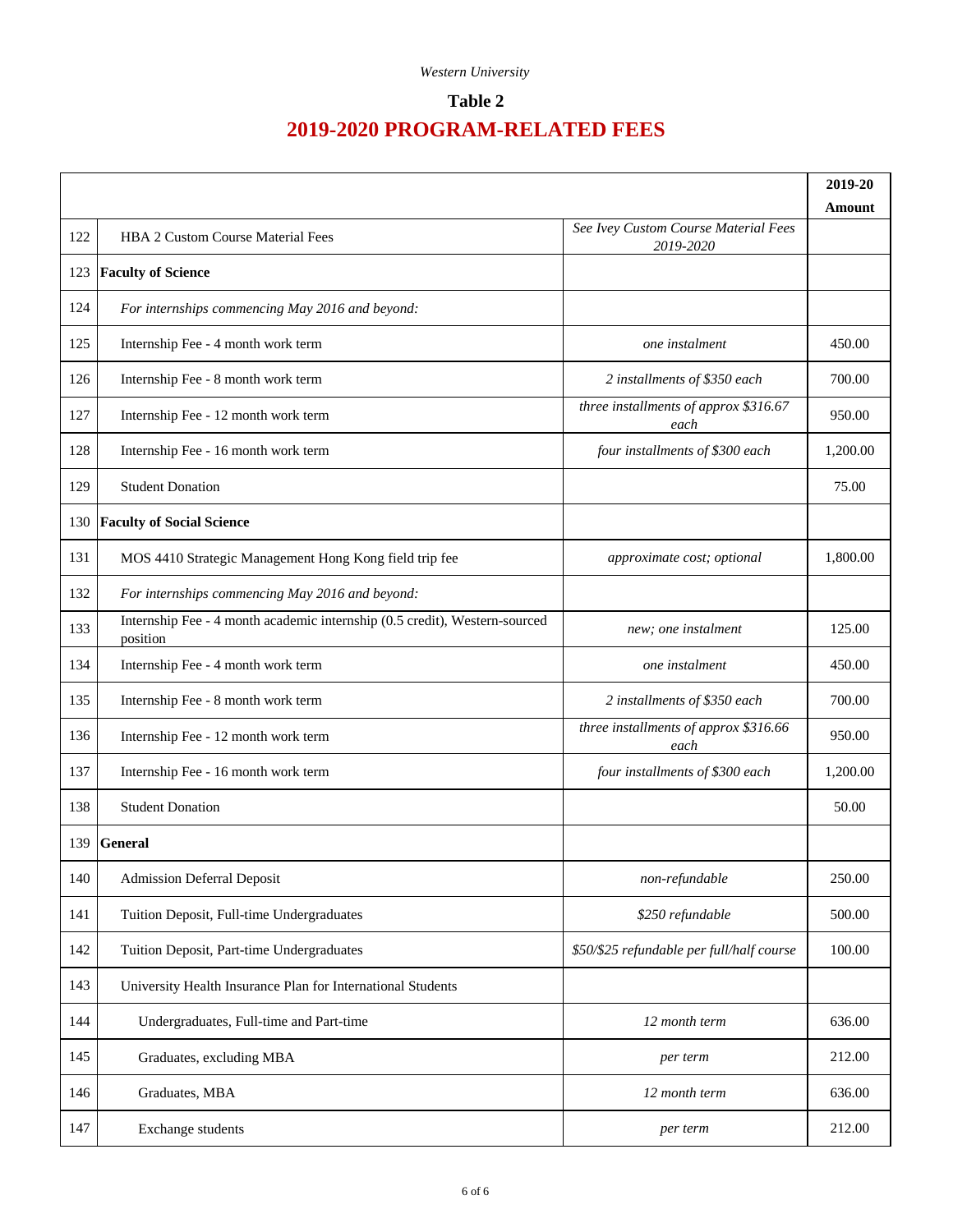Western University

# Table 2

## 2019-2020 PROGRAM-RELATED FEES

| | | | 2019-20 Amount |
|---|---|---|---|
| 122 | HBA 2 Custom Course Material Fees | *See Ivey Custom Course Material Fees 2019-2020* | |
| 123 | **Faculty of Science** | | |
| 124 | *For internships commencing May 2016 and beyond:* | | |
| 125 | Internship Fee - 4 month work term | *one instalment* | 450.00 |
| 126 | Internship Fee - 8 month work term | *2 installments of $350 each* | 700.00 |
| 127 | Internship Fee - 12 month work term | *three installments of approx $316.67 each* | 950.00 |
| 128 | Internship Fee - 16 month work term | *four installments of $300 each* | 1,200.00 |
| 129 | Student Donation | | 75.00 |
| 130 | **Faculty of Social Science** | | |
| 131 | MOS 4410 Strategic Management Hong Kong field trip fee | *approximate cost; optional* | 1,800.00 |
| 132 | *For internships commencing May 2016 and beyond:* | | |
| 133 | Internship Fee - 4 month academic internship (0.5 credit), Western-sourced position | *new; one instalment* | 125.00 |
| 134 | Internship Fee - 4 month work term | *one instalment* | 450.00 |
| 135 | Internship Fee - 8 month work term | *2 installments of $350 each* | 700.00 |
| 136 | Internship Fee - 12 month work term | *three installments of approx $316.66 each* | 950.00 |
| 137 | Internship Fee - 16 month work term | *four installments of $300 each* | 1,200.00 |
| 138 | Student Donation | | 50.00 |
| 139 | **General** | | |
| 140 | Admission Deferral Deposit | *non-refundable* | 250.00 |
| 141 | Tuition Deposit, Full-time Undergraduates | *$250 refundable* | 500.00 |
| 142 | Tuition Deposit, Part-time Undergraduates | *$50/$25 refundable per full/half course* | 100.00 |
| 143 | University Health Insurance Plan for International Students | | |
| 144 | Undergraduates, Full-time and Part-time | *12 month term* | 636.00 |
| 145 | Graduates, excluding MBA | *per term* | 212.00 |
| 146 | Graduates, MBA | *12 month term* | 636.00 |
| 147 | Exchange students | *per term* | 212.00 |